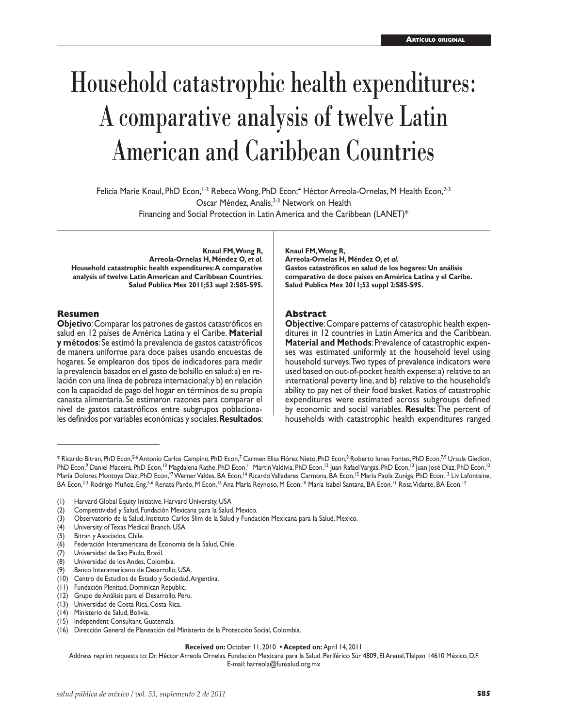Artículo original

# Household catastrophic health expenditures: A comparative analysis of twelve Latin American and Caribbean Countries

Felicia Marie Knaul, PhD Econ,[1-3] Rebeca Wong, PhD Econ;[4] Héctor Arreola-Ornelas, M Health Econ,[2-3] Oscar Méndez, Analis,[2-3] Network on Health Financing and Social Protection in Latin America and the Caribbean (LANET)*

**Knaul FM, Wong R, Arreola-Ornelas H, Méndez O, *et al.* Household catastrophic health expenditures: A comparative analysis of twelve Latin American and Caribbean Countries. Salud Publica Mex 2011;53 supl 2:S85-S95.**

## Resumen

**Objetivo**: Comparar los patrones de gastos catastróficos en salud en 12 países de América Latina y el Caribe. **Material y métodos**: Se estimó la prevalencia de gastos catastróficos de manera uniforme para doce países usando encuestas de hogares. Se emplearon dos tipos de indicadores para medir la prevalencia basados en el gasto de bolsillo en salud: a) en relación con una línea de pobreza internacional; y b) en relación con la capacidad de pago del hogar en términos de su propia canasta alimentaria. Se estimaron razones para comparar el nivel de gastos catastróficos entre subgrupos poblacionales definidos por variables económicas y sociales. **Resultados**:

**Knaul FM, Wong R, Arreola-Ornelas H, Méndez O, *et al.* Gastos catastróficos en salud de los hogares: Un análisis comparativo de doce países en América Latina y el Caribe. Salud Publica Mex 2011;53 suppl 2:S85-S95.**

## Abstract

**Objective**: Compare patterns of catastrophic health expenditures in 12 countries in Latin America and the Caribbean. **Material and Methods**: Prevalence of catastrophic health expenses was estimated uniformly at the household level using household surveys. Two types of prevalence indicators were used based on out-of-pocket health expense: a) relative to an international poverty line, and b) relative to the household's ability to pay net of their food basket. Ratios of catastrophic expenditures were estimated across subgroups defined by economic and social variables. **Results**: The percent of households with catastrophic health expenditures ranged

---

\* Ricardo Bitran, PhD Econ,[5-6] Antonio Carlos Campino, PhD Econ,[7] Carmen Elisa Flórez Nieto, PhD Econ,[8] Roberto Iunes Fontes, PhD Econ,[7,9] Ursula Giedion, PhD Econ,[9] Daniel Maceira, PhD Econ,[10] Magdalena Rathe, PhD Econ,[11] Martin Valdivia, PhD Econ,[12] Juan Rafael Vargas, PhD Econ,[13] Juan José Díaz, PhD Econ,[12] María Dolores Montoya Díaz, PhD Econ,*[7] Werner Valdes, BA Econ,[14] Ricardo Valladares Carmona, BA Econ,[15] Maria Paola Zuniga, PhD Econ,[13] Liv Lafontaine, BA Econ,[2-3] Rodrigo Muñoz, Eng,[5-6] Renata Pardo, M Econ,[16] Ana María Reynoso, M Econ,[10] María Isabel Santana, BA Econ,[11] Rosa Vidarte, BA Econ.[12]

(1) Harvard Global Equity Initiative, Harvard University, USA
(2) Competitividad y Salud, Fundación Mexicana para la Salud, Mexico.
(3) Observatorio de la Salud, Instituto Carlos Slim de la Salud y Fundación Mexicana para la Salud, Mexico.
(4) University of Texas Medical Branch, USA.
(5) Bitran y Asociados, Chile.
(6) Federación Interamericana de Economía de la Salud, Chile.
(7) Universidad de Sao Paulo, Brazil.
(8) Universidad de los Andes, Colombia.
(9) Banco Interamericano de Desarrollo, USA.
(10) Centro de Estudios de Estado y Sociedad, Argentina.
(11) Fundación Plenitud, Dominican Republic.
(12) Grupo de Análisis para el Desarrollo, Peru.
(13) Universidad de Costa Rica, Costa Rica.
(14) Ministerio de Salud, Bolivia.
(15) Independent Consultant, Guatemala.
(16) Dirección General de Planeación del Ministerio de la Protección Social, Colombia.

**Received on:** October 11, 2010 • **Acepted on:** April 14, 2011

Address reprint requests to: Dr. Héctor Arreola Ornelas. Fundación Mexicana para la Salud. Periférico Sur 4809, El Arenal, Tlalpan 14610 México, D.F.
E-mail: harreola@funsalud.org.mx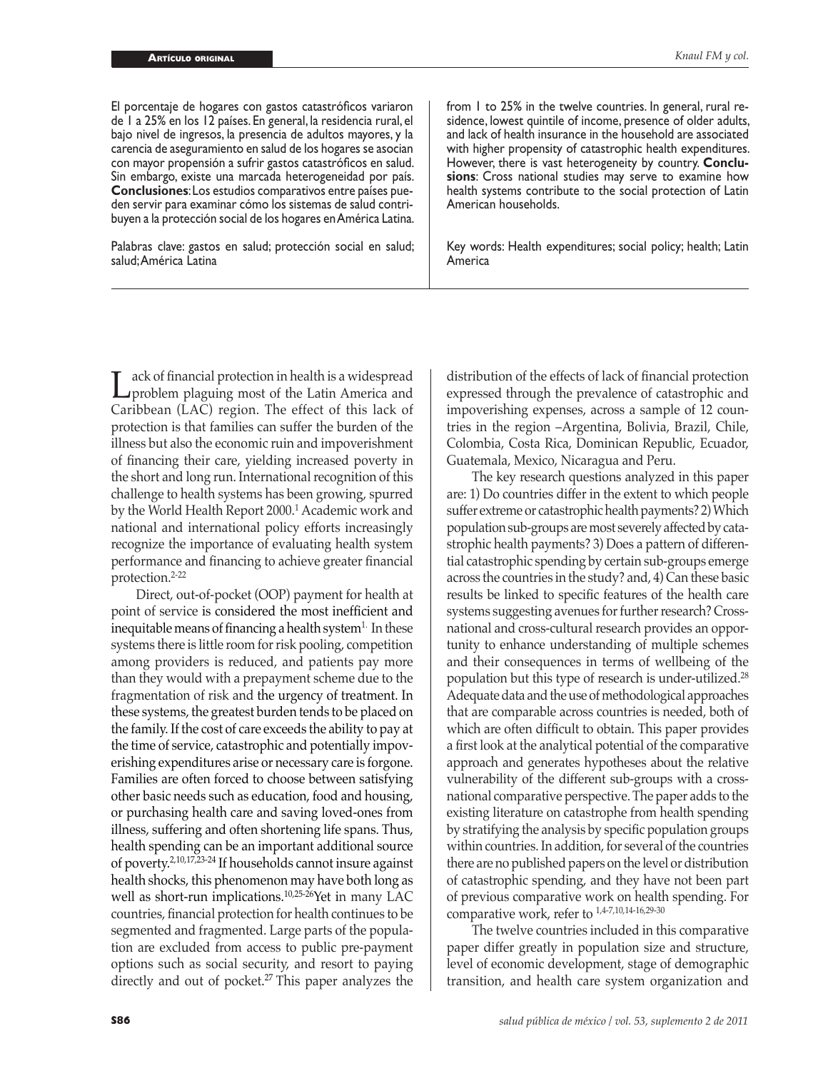El porcentaje de hogares con gastos catastróficos variaron de 1 a 25% en los 12 países. En general, la residencia rural, el bajo nivel de ingresos, la presencia de adultos mayores, y la carencia de aseguramiento en salud de los hogares se asocian con mayor propensión a sufrir gastos catastróficos en salud. Sin embargo, existe una marcada heterogeneidad por país. **Conclusiones**: Los estudios comparativos entre países pueden servir para examinar cómo los sistemas de salud contribuyen a la protección social de los hogares en América Latina.

Palabras clave: gastos en salud; protección social en salud; salud; América Latina

from 1 to 25% in the twelve countries. In general, rural residence, lowest quintile of income, presence of older adults, and lack of health insurance in the household are associated with higher propensity of catastrophic health expenditures. However, there is vast heterogeneity by country. **Conclusions**: Cross national studies may serve to examine how health systems contribute to the social protection of Latin American households.

Key words: Health expenditures; social policy; health; Latin America

Lack of financial protection in health is a widespread problem plaguing most of the Latin America and Caribbean (LAC) region. The effect of this lack of protection is that families can suffer the burden of the illness but also the economic ruin and impoverishment of financing their care, yielding increased poverty in the short and long run. International recognition of this challenge to health systems has been growing, spurred by the World Health Report 2000.[1] Academic work and national and international policy efforts increasingly recognize the importance of evaluating health system performance and financing to achieve greater financial protection.[2-22]

Direct, out-of-pocket (OOP) payment for health at point of service is considered the most inefficient and inequitable means of financing a health system[1]. In these systems there is little room for risk pooling, competition among providers is reduced, and patients pay more than they would with a prepayment scheme due to the fragmentation of risk and the urgency of treatment. In these systems, the greatest burden tends to be placed on the family. If the cost of care exceeds the ability to pay at the time of service, catastrophic and potentially impoverishing expenditures arise or necessary care is forgone. Families are often forced to choose between satisfying other basic needs such as education, food and housing, or purchasing health care and saving loved-ones from illness, suffering and often shortening life spans. Thus, health spending can be an important additional source of poverty.[2,10,17,23-24] If households cannot insure against health shocks, this phenomenon may have both long as well as short-run implications.[10,25-26] Yet in many LAC countries, financial protection for health continues to be segmented and fragmented. Large parts of the population are excluded from access to public pre-payment options such as social security, and resort to paying directly and out of pocket.[27] This paper analyzes the distribution of the effects of lack of financial protection expressed through the prevalence of catastrophic and impoverishing expenses, across a sample of 12 countries in the region –Argentina, Bolivia, Brazil, Chile, Colombia, Costa Rica, Dominican Republic, Ecuador, Guatemala, Mexico, Nicaragua and Peru.

The key research questions analyzed in this paper are: 1) Do countries differ in the extent to which people suffer extreme or catastrophic health payments? 2) Which population sub-groups are most severely affected by catastrophic health payments? 3) Does a pattern of differential catastrophic spending by certain sub-groups emerge across the countries in the study? and, 4) Can these basic results be linked to specific features of the health care systems suggesting avenues for further research? Cross-national and cross-cultural research provides an opportunity to enhance understanding of multiple schemes and their consequences in terms of wellbeing of the population but this type of research is under-utilized.[28] Adequate data and the use of methodological approaches that are comparable across countries is needed, both of which are often difficult to obtain. This paper provides a first look at the analytical potential of the comparative approach and generates hypotheses about the relative vulnerability of the different sub-groups with a cross-national comparative perspective. The paper adds to the existing literature on catastrophe from health spending by stratifying the analysis by specific population groups within countries. In addition, for several of the countries there are no published papers on the level or distribution of catastrophic spending, and they have not been part of previous comparative work on health spending. For comparative work, refer to [1,4-7,10,14-16,29-30]

The twelve countries included in this comparative paper differ greatly in population size and structure, level of economic development, stage of demographic transition, and health care system organization and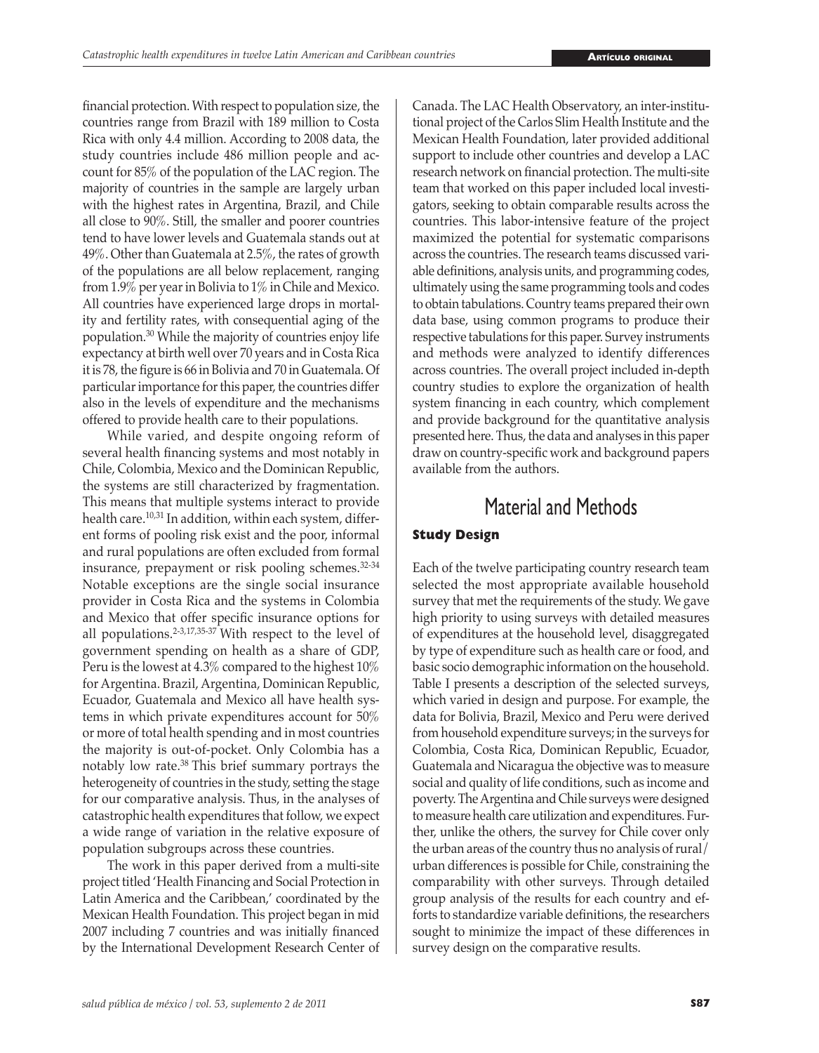financial protection. With respect to population size, the countries range from Brazil with 189 million to Costa Rica with only 4.4 million. According to 2008 data, the study countries include 486 million people and account for 85% of the population of the LAC region. The majority of countries in the sample are largely urban with the highest rates in Argentina, Brazil, and Chile all close to 90%. Still, the smaller and poorer countries tend to have lower levels and Guatemala stands out at 49%. Other than Guatemala at 2.5%, the rates of growth of the populations are all below replacement, ranging from 1.9% per year in Bolivia to 1% in Chile and Mexico. All countries have experienced large drops in mortality and fertility rates, with consequential aging of the population.[30] While the majority of countries enjoy life expectancy at birth well over 70 years and in Costa Rica it is 78, the figure is 66 in Bolivia and 70 in Guatemala. Of particular importance for this paper, the countries differ also in the levels of expenditure and the mechanisms offered to provide health care to their populations.

While varied, and despite ongoing reform of several health financing systems and most notably in Chile, Colombia, Mexico and the Dominican Republic, the systems are still characterized by fragmentation. This means that multiple systems interact to provide health care.[10,31] In addition, within each system, different forms of pooling risk exist and the poor, informal and rural populations are often excluded from formal insurance, prepayment or risk pooling schemes.[32-34] Notable exceptions are the single social insurance provider in Costa Rica and the systems in Colombia and Mexico that offer specific insurance options for all populations.[2-3,17,35-37] With respect to the level of government spending on health as a share of GDP, Peru is the lowest at 4.3% compared to the highest 10% for Argentina. Brazil, Argentina, Dominican Republic, Ecuador, Guatemala and Mexico all have health systems in which private expenditures account for 50% or more of total health spending and in most countries the majority is out-of-pocket. Only Colombia has a notably low rate.[38] This brief summary portrays the heterogeneity of countries in the study, setting the stage for our comparative analysis. Thus, in the analyses of catastrophic health expenditures that follow, we expect a wide range of variation in the relative exposure of population subgroups across these countries.

The work in this paper derived from a multi-site project titled 'Health Financing and Social Protection in Latin America and the Caribbean,' coordinated by the Mexican Health Foundation. This project began in mid 2007 including 7 countries and was initially financed by the International Development Research Center of Canada. The LAC Health Observatory, an inter-institutional project of the Carlos Slim Health Institute and the Mexican Health Foundation, later provided additional support to include other countries and develop a LAC research network on financial protection. The multi-site team that worked on this paper included local investigators, seeking to obtain comparable results across the countries. This labor-intensive feature of the project maximized the potential for systematic comparisons across the countries. The research teams discussed variable definitions, analysis units, and programming codes, ultimately using the same programming tools and codes to obtain tabulations. Country teams prepared their own data base, using common programs to produce their respective tabulations for this paper. Survey instruments and methods were analyzed to identify differences across countries. The overall project included in-depth country studies to explore the organization of health system financing in each country, which complement and provide background for the quantitative analysis presented here. Thus, the data and analyses in this paper draw on country-specific work and background papers available from the authors.

# Material and Methods

## Study Design

Each of the twelve participating country research team selected the most appropriate available household survey that met the requirements of the study. We gave high priority to using surveys with detailed measures of expenditures at the household level, disaggregated by type of expenditure such as health care or food, and basic socio demographic information on the household. Table I presents a description of the selected surveys, which varied in design and purpose. For example, the data for Bolivia, Brazil, Mexico and Peru were derived from household expenditure surveys; in the surveys for Colombia, Costa Rica, Dominican Republic, Ecuador, Guatemala and Nicaragua the objective was to measure social and quality of life conditions, such as income and poverty. The Argentina and Chile surveys were designed to measure health care utilization and expenditures. Further, unlike the others, the survey for Chile cover only the urban areas of the country thus no analysis of rural/urban differences is possible for Chile, constraining the comparability with other surveys. Through detailed group analysis of the results for each country and efforts to standardize variable definitions, the researchers sought to minimize the impact of these differences in survey design on the comparative results.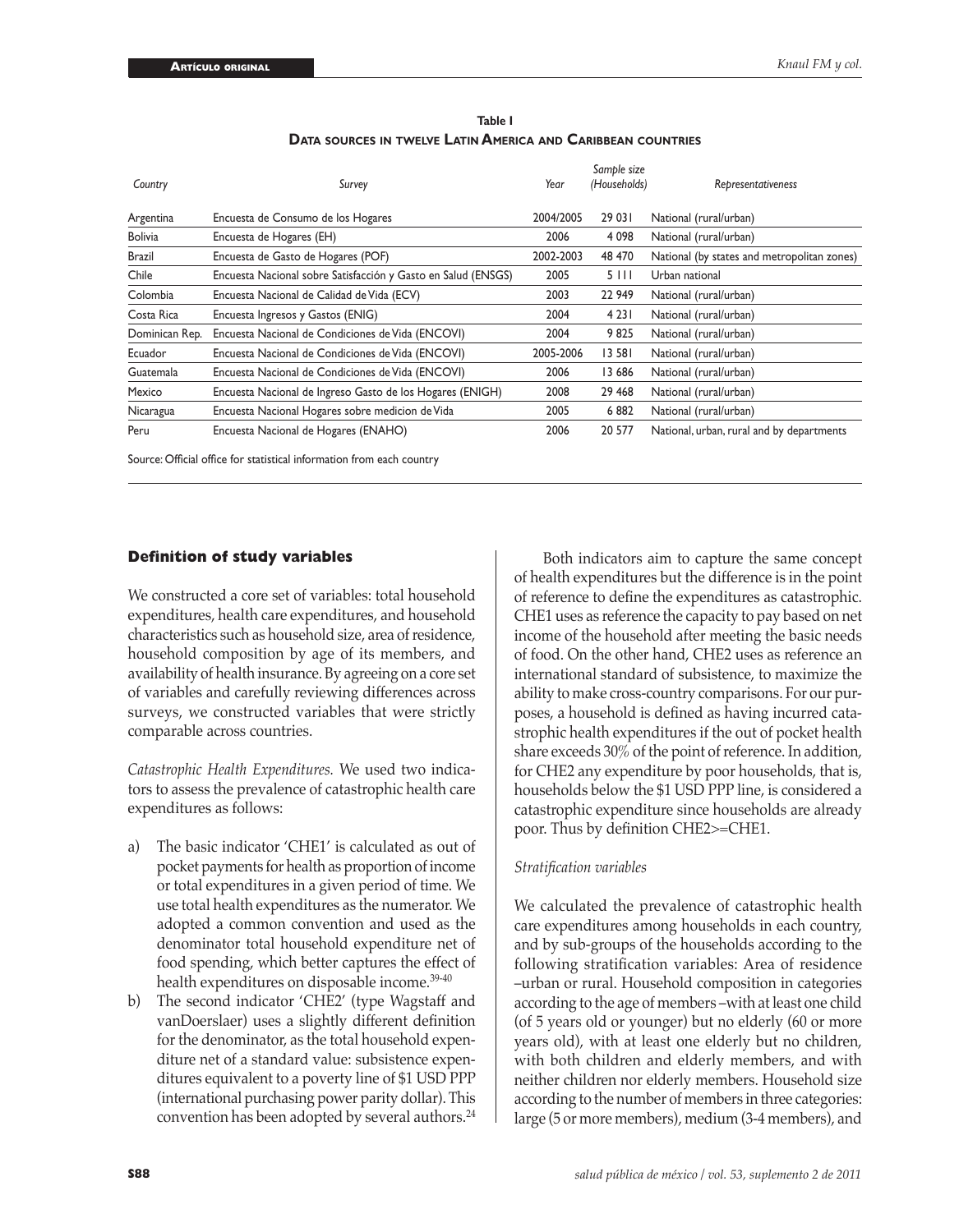**Table I**
**Data sources in twelve Latin America and Caribbean countries**

| Country | Survey | Year | Sample size (Households) | Representativeness |
|---|---|---|---|---|
| Argentina | Encuesta de Consumo de los Hogares | 2004/2005 | 29 031 | National (rural/urban) |
| Bolivia | Encuesta de Hogares (EH) | 2006 | 4 098 | National (rural/urban) |
| Brazil | Encuesta de Gasto de Hogares (POF) | 2002-2003 | 48 470 | National (by states and metropolitan zones) |
| Chile | Encuesta Nacional sobre Satisfacción y Gasto en Salud (ENSGS) | 2005 | 5 111 | Urban national |
| Colombia | Encuesta Nacional de Calidad de Vida (ECV) | 2003 | 22 949 | National (rural/urban) |
| Costa Rica | Encuesta Ingresos y Gastos (ENIG) | 2004 | 4 231 | National (rural/urban) |
| Dominican Rep. | Encuesta Nacional de Condiciones de Vida (ENCOVI) | 2004 | 9 825 | National (rural/urban) |
| Ecuador | Encuesta Nacional de Condiciones de Vida (ENCOVI) | 2005-2006 | 13 581 | National (rural/urban) |
| Guatemala | Encuesta Nacional de Condiciones de Vida (ENCOVI) | 2006 | 13 686 | National (rural/urban) |
| Mexico | Encuesta Nacional de Ingreso Gasto de los Hogares (ENIGH) | 2008 | 29 468 | National (rural/urban) |
| Nicaragua | Encuesta Nacional Hogares sobre medicion de Vida | 2005 | 6 882 | National (rural/urban) |
| Peru | Encuesta Nacional de Hogares (ENAHO) | 2006 | 20 577 | National, urban, rural and by departments |

Source: Official office for statistical information from each country

### Definition of study variables

We constructed a core set of variables: total household expenditures, health care expenditures, and household characteristics such as household size, area of residence, household composition by age of its members, and availability of health insurance. By agreeing on a core set of variables and carefully reviewing differences across surveys, we constructed variables that were strictly comparable across countries.

*Catastrophic Health Expenditures.* We used two indicators to assess the prevalence of catastrophic health care expenditures as follows:

a) The basic indicator 'CHE1' is calculated as out of pocket payments for health as proportion of income or total expenditures in a given period of time. We use total health expenditures as the numerator. We adopted a common convention and used as the denominator total household expenditure net of food spending, which better captures the effect of health expenditures on disposable income.[39-40]

b) The second indicator 'CHE2' (type Wagstaff and vanDoerslaer) uses a slightly different definition for the denominator, as the total household expenditure net of a standard value: subsistence expenditures equivalent to a poverty line of $1 USD PPP (international purchasing power parity dollar). This convention has been adopted by several authors.[24]

Both indicators aim to capture the same concept of health expenditures but the difference is in the point of reference to define the expenditures as catastrophic. CHE1 uses as reference the capacity to pay based on net income of the household after meeting the basic needs of food. On the other hand, CHE2 uses as reference an international standard of subsistence, to maximize the ability to make cross-country comparisons. For our purposes, a household is defined as having incurred catastrophic health expenditures if the out of pocket health share exceeds 30% of the point of reference. In addition, for CHE2 any expenditure by poor households, that is, households below the $1 USD PPP line, is considered a catastrophic expenditure since households are already poor. Thus by definition CHE2>=CHE1.

*Stratification variables*

We calculated the prevalence of catastrophic health care expenditures among households in each country, and by sub-groups of the households according to the following stratification variables: Area of residence –urban or rural. Household composition in categories according to the age of members –with at least one child (of 5 years old or younger) but no elderly (60 or more years old), with at least one elderly but no children, with both children and elderly members, and with neither children nor elderly members. Household size according to the number of members in three categories: large (5 or more members), medium (3-4 members), and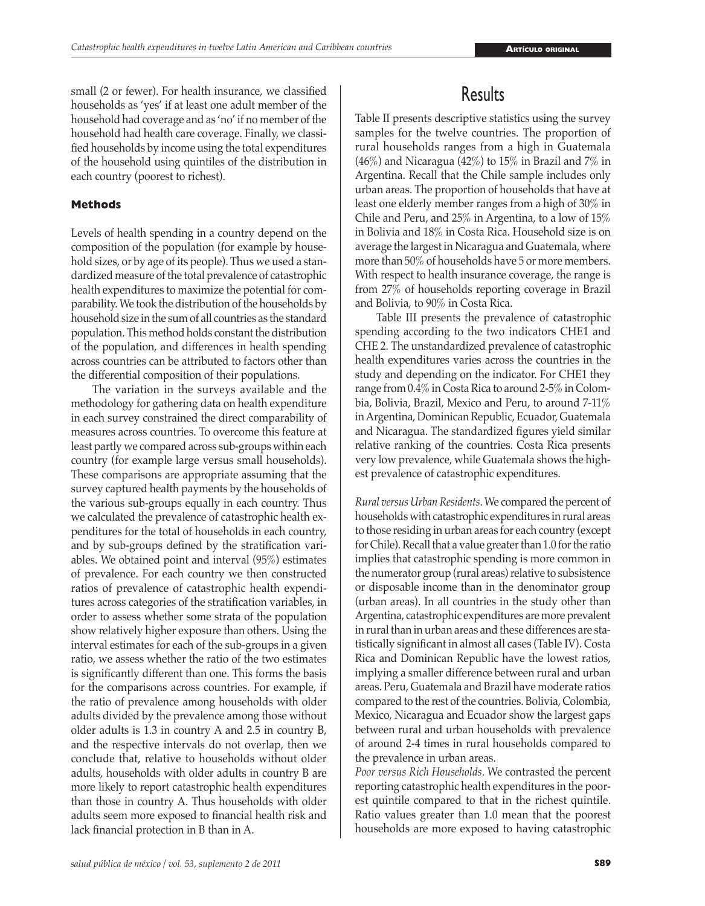small (2 or fewer). For health insurance, we classified households as 'yes' if at least one adult member of the household had coverage and as 'no' if no member of the household had health care coverage. Finally, we classified households by income using the total expenditures of the household using quintiles of the distribution in each country (poorest to richest).

### Methods

Levels of health spending in a country depend on the composition of the population (for example by household sizes, or by age of its people). Thus we used a standardized measure of the total prevalence of catastrophic health expenditures to maximize the potential for comparability. We took the distribution of the households by household size in the sum of all countries as the standard population. This method holds constant the distribution of the population, and differences in health spending across countries can be attributed to factors other than the differential composition of their populations.

The variation in the surveys available and the methodology for gathering data on health expenditure in each survey constrained the direct comparability of measures across countries. To overcome this feature at least partly we compared across sub-groups within each country (for example large versus small households). These comparisons are appropriate assuming that the survey captured health payments by the households of the various sub-groups equally in each country. Thus we calculated the prevalence of catastrophic health expenditures for the total of households in each country, and by sub-groups defined by the stratification variables. We obtained point and interval (95%) estimates of prevalence. For each country we then constructed ratios of prevalence of catastrophic health expenditures across categories of the stratification variables, in order to assess whether some strata of the population show relatively higher exposure than others. Using the interval estimates for each of the sub-groups in a given ratio, we assess whether the ratio of the two estimates is significantly different than one. This forms the basis for the comparisons across countries. For example, if the ratio of prevalence among households with older adults divided by the prevalence among those without older adults is 1.3 in country A and 2.5 in country B, and the respective intervals do not overlap, then we conclude that, relative to households without older adults, households with older adults in country B are more likely to report catastrophic health expenditures than those in country A. Thus households with older adults seem more exposed to financial health risk and lack financial protection in B than in A.

## Results

Table II presents descriptive statistics using the survey samples for the twelve countries. The proportion of rural households ranges from a high in Guatemala (46%) and Nicaragua (42%) to 15% in Brazil and 7% in Argentina. Recall that the Chile sample includes only urban areas. The proportion of households that have at least one elderly member ranges from a high of 30% in Chile and Peru, and 25% in Argentina, to a low of 15% in Bolivia and 18% in Costa Rica. Household size is on average the largest in Nicaragua and Guatemala, where more than 50% of households have 5 or more members. With respect to health insurance coverage, the range is from 27% of households reporting coverage in Brazil and Bolivia, to 90% in Costa Rica.

Table III presents the prevalence of catastrophic spending according to the two indicators CHE1 and CHE 2. The unstandardized prevalence of catastrophic health expenditures varies across the countries in the study and depending on the indicator. For CHE1 they range from 0.4% in Costa Rica to around 2-5% in Colombia, Bolivia, Brazil, Mexico and Peru, to around 7-11% in Argentina, Dominican Republic, Ecuador, Guatemala and Nicaragua. The standardized figures yield similar relative ranking of the countries. Costa Rica presents very low prevalence, while Guatemala shows the highest prevalence of catastrophic expenditures.

*Rural versus Urban Residents*. We compared the percent of households with catastrophic expenditures in rural areas to those residing in urban areas for each country (except for Chile). Recall that a value greater than 1.0 for the ratio implies that catastrophic spending is more common in the numerator group (rural areas) relative to subsistence or disposable income than in the denominator group (urban areas). In all countries in the study other than Argentina, catastrophic expenditures are more prevalent in rural than in urban areas and these differences are statistically significant in almost all cases (Table IV). Costa Rica and Dominican Republic have the lowest ratios, implying a smaller difference between rural and urban areas. Peru, Guatemala and Brazil have moderate ratios compared to the rest of the countries. Bolivia, Colombia, Mexico, Nicaragua and Ecuador show the largest gaps between rural and urban households with prevalence of around 2-4 times in rural households compared to the prevalence in urban areas.

*Poor versus Rich Households*. We contrasted the percent reporting catastrophic health expenditures in the poorest quintile compared to that in the richest quintile. Ratio values greater than 1.0 mean that the poorest households are more exposed to having catastrophic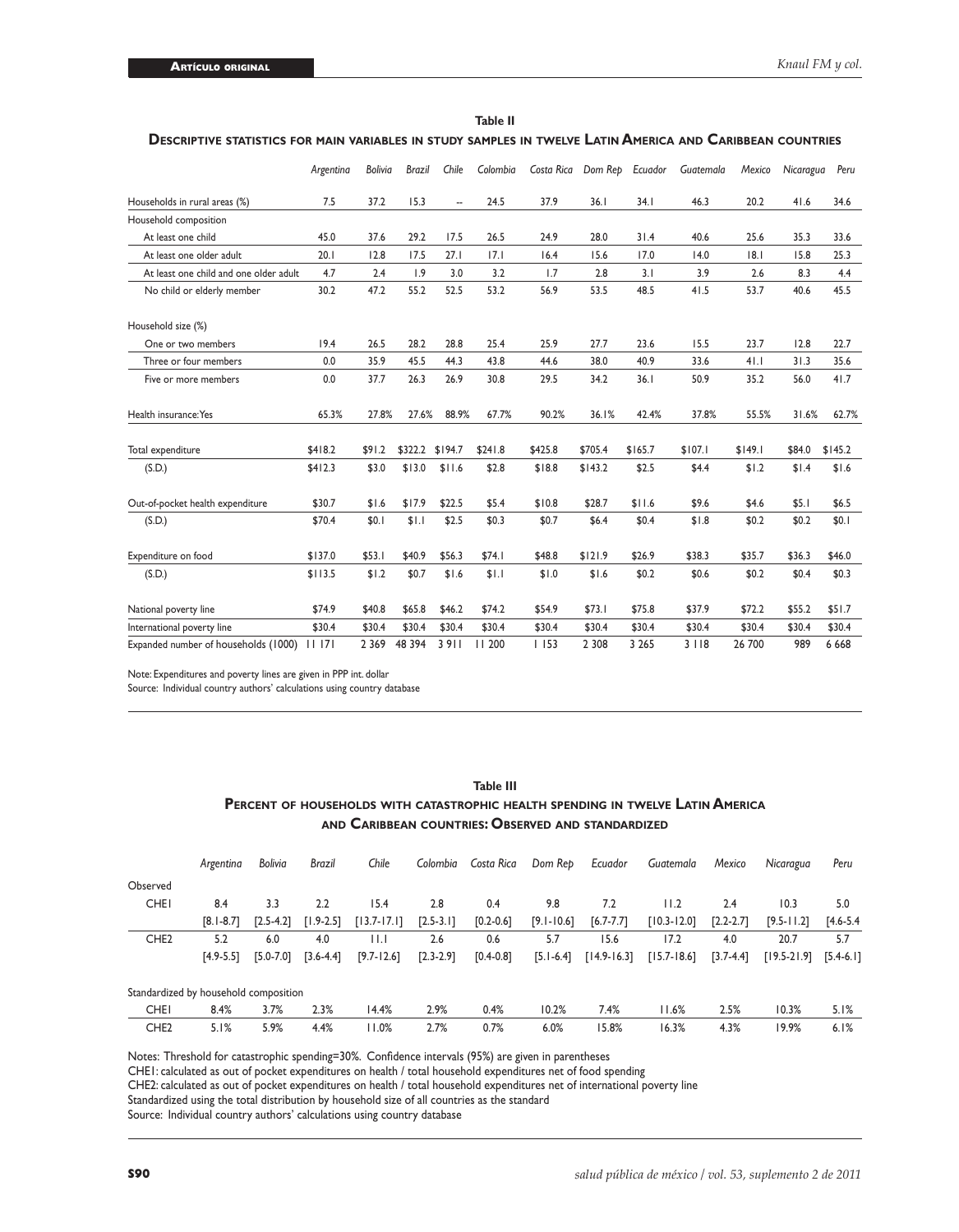**Table II**

**Descriptive statistics for main variables in study samples in twelve Latin America and Caribbean countries**

| | *Argentina* | *Bolivia* | *Brazil* | *Chile* | *Colombia* | *Costa Rica* | *Dom Rep* | *Ecuador* | *Guatemala* | *Mexico* | *Nicaragua* | *Peru* |
|---|---|---|---|---|---|---|---|---|---|---|---|---|
| Households in rural areas (%) | 7.5 | 37.2 | 15.3 | -- | 24.5 | 37.9 | 36.1 | 34.1 | 46.3 | 20.2 | 41.6 | 34.6 |
| Household composition | | | | | | | | | | | | |
| At least one child | 45.0 | 37.6 | 29.2 | 17.5 | 26.5 | 24.9 | 28.0 | 31.4 | 40.6 | 25.6 | 35.3 | 33.6 |
| At least one older adult | 20.1 | 12.8 | 17.5 | 27.1 | 17.1 | 16.4 | 15.6 | 17.0 | 14.0 | 18.1 | 15.8 | 25.3 |
| At least one child and one older adult | 4.7 | 2.4 | 1.9 | 3.0 | 3.2 | 1.7 | 2.8 | 3.1 | 3.9 | 2.6 | 8.3 | 4.4 |
| No child or elderly member | 30.2 | 47.2 | 55.2 | 52.5 | 53.2 | 56.9 | 53.5 | 48.5 | 41.5 | 53.7 | 40.6 | 45.5 |
| Household size (%) | | | | | | | | | | | | |
| One or two members | 19.4 | 26.5 | 28.2 | 28.8 | 25.4 | 25.9 | 27.7 | 23.6 | 15.5 | 23.7 | 12.8 | 22.7 |
| Three or four members | 0.0 | 35.9 | 45.5 | 44.3 | 43.8 | 44.6 | 38.0 | 40.9 | 33.6 | 41.1 | 31.3 | 35.6 |
| Five or more members | 0.0 | 37.7 | 26.3 | 26.9 | 30.8 | 29.5 | 34.2 | 36.1 | 50.9 | 35.2 | 56.0 | 41.7 |
| Health insurance: Yes | 65.3% | 27.8% | 27.6% | 88.9% | 67.7% | 90.2% | 36.1% | 42.4% | 37.8% | 55.5% | 31.6% | 62.7% |
| Total expenditure | $418.2 | $91.2 | $322.2 | $194.7 | $241.8 | $425.8 | $705.4 | $165.7 | $107.1 | $149.1 | $84.0 | $145.2 |
| (S.D.) | $412.3 | $3.0 | $13.0 | $11.6 | $2.8 | $18.8 | $143.2 | $2.5 | $4.4 | $1.2 | $1.4 | $1.6 |
| Out-of-pocket health expenditure | $30.7 | $1.6 | $17.9 | $22.5 | $5.4 | $10.8 | $28.7 | $11.6 | $9.6 | $4.6 | $5.1 | $6.5 |
| (S.D.) | $70.4 | $0.1 | $1.1 | $2.5 | $0.3 | $0.7 | $6.4 | $0.4 | $1.8 | $0.2 | $0.2 | $0.1 |
| Expenditure on food | $137.0 | $53.1 | $40.9 | $56.3 | $74.1 | $48.8 | $121.9 | $26.9 | $38.3 | $35.7 | $36.3 | $46.0 |
| (S.D.) | $113.5 | $1.2 | $0.7 | $1.6 | $1.1 | $1.0 | $1.6 | $0.2 | $0.6 | $0.2 | $0.4 | $0.3 |
| National poverty line | $74.9 | $40.8 | $65.8 | $46.2 | $74.2 | $54.9 | $73.1 | $75.8 | $37.9 | $72.2 | $55.2 | $51.7 |
| International poverty line | $30.4 | $30.4 | $30.4 | $30.4 | $30.4 | $30.4 | $30.4 | $30.4 | $30.4 | $30.4 | $30.4 | $30.4 |
| Expanded number of households (1000) | 11 171 | 2 369 | 48 394 | 3 911 | 11 200 | 1 153 | 2 308 | 3 265 | 3 118 | 26 700 | 989 | 6 668 |

Note: Expenditures and poverty lines are given in PPP int. dollar
Source: Individual country authors' calculations using country database

**Table III**

**Percent of households with catastrophic health spending in twelve Latin America and Caribbean countries: Observed and standardized**

| | *Argentina* | *Bolivia* | *Brazil* | *Chile* | *Colombia* | *Costa Rica* | *Dom Rep* | *Ecuador* | *Guatemala* | *Mexico* | *Nicaragua* | *Peru* |
|---|---|---|---|---|---|---|---|---|---|---|---|---|
| Observed | | | | | | | | | | | | |
| CHE1 | 8.4 | 3.3 | 2.2 | 15.4 | 2.8 | 0.4 | 9.8 | 7.2 | 11.2 | 2.4 | 10.3 | 5.0 |
| | [8.1-8.7] | [2.5-4.2] | [1.9-2.5] | [13.7-17.1] | [2.5-3.1] | [0.2-0.6] | [9.1-10.6] | [6.7-7.7] | [10.3-12.0] | [2.2-2.7] | [9.5-11.2] | [4.6-5.4 |
| CHE2 | 5.2 | 6.0 | 4.0 | 11.1 | 2.6 | 0.6 | 5.7 | 15.6 | 17.2 | 4.0 | 20.7 | 5.7 |
| | [4.9-5.5] | [5.0-7.0] | [3.6-4.4] | [9.7-12.6] | [2.3-2.9] | [0.4-0.8] | [5.1-6.4] | [14.9-16.3] | [15.7-18.6] | [3.7-4.4] | [19.5-21.9] | [5.4-6.1] |
| Standardized by household composition | | | | | | | | | | | | |
| CHE1 | 8.4% | 3.7% | 2.3% | 14.4% | 2.9% | 0.4% | 10.2% | 7.4% | 11.6% | 2.5% | 10.3% | 5.1% |
| CHE2 | 5.1% | 5.9% | 4.4% | 11.0% | 2.7% | 0.7% | 6.0% | 15.8% | 16.3% | 4.3% | 19.9% | 6.1% |

Notes: Threshold for catastrophic spending=30%. Confidence intervals (95%) are given in parentheses
CHE1: calculated as out of pocket expenditures on health / total household expenditures net of food spending
CHE2: calculated as out of pocket expenditures on health / total household expenditures net of international poverty line
Standardized using the total distribution by household size of all countries as the standard
Source: Individual country authors' calculations using country database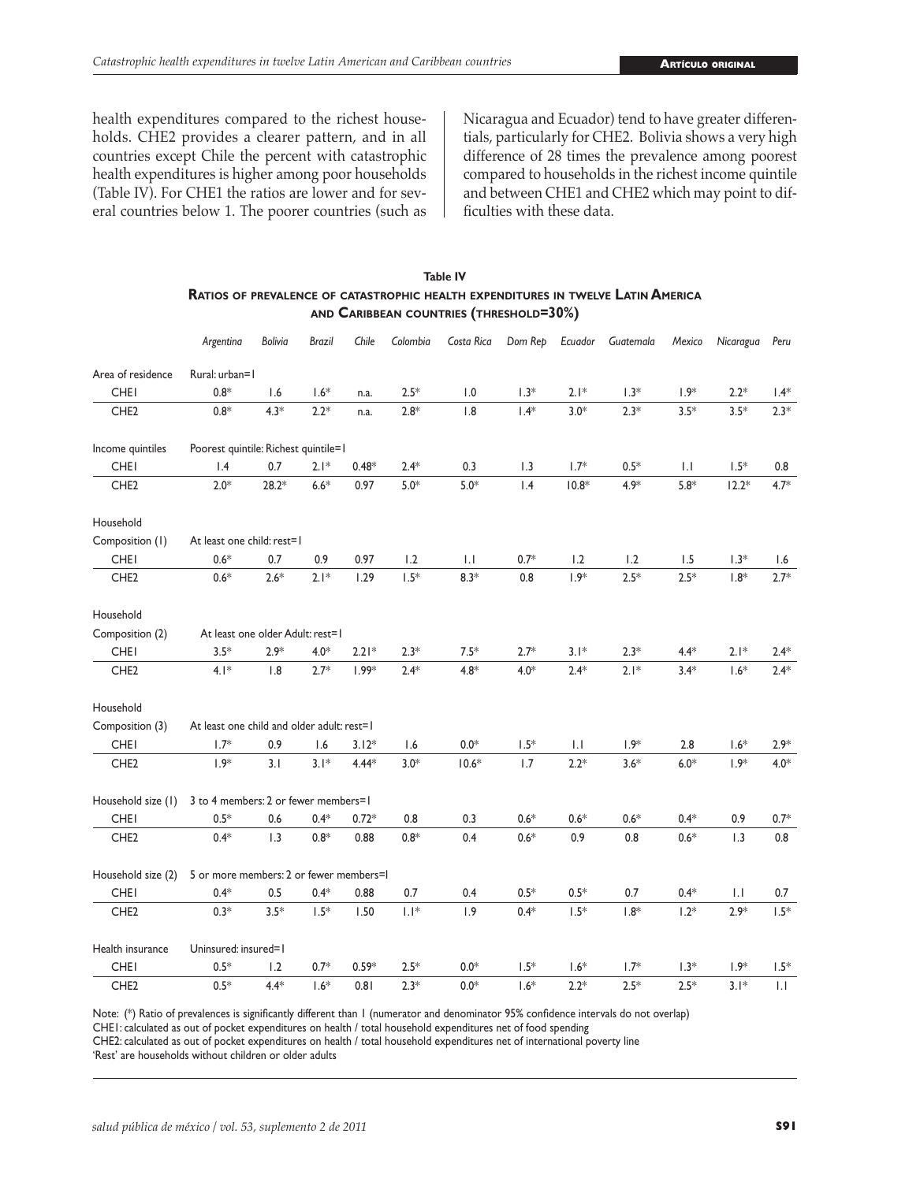health expenditures compared to the richest households. CHE2 provides a clearer pattern, and in all countries except Chile the percent with catastrophic health expenditures is higher among poor households (Table IV). For CHE1 the ratios are lower and for several countries below 1. The poorer countries (such as Nicaragua and Ecuador) tend to have greater differentials, particularly for CHE2. Bolivia shows a very high difference of 28 times the prevalence among poorest compared to households in the richest income quintile and between CHE1 and CHE2 which may point to difficulties with these data.

**Table IV**

**Ratios of prevalence of catastrophic health expenditures in twelve Latin America and Caribbean countries (threshold=30%)**

| | *Argentina* | *Bolivia* | *Brazil* | *Chile* | *Colombia* | *Costa Rica* | *Dom Rep* | *Ecuador* | *Guatemala* | *Mexico* | *Nicaragua* | *Peru* |
|---|---|---|---|---|---|---|---|---|---|---|---|---|
| Area of residence | Rural: urban=1 | | | | | | | | | | | |
| CHE1 | 0.8* | 1.6 | 1.6* | n.a. | 2.5* | 1.0 | 1.3* | 2.1* | 1.3* | 1.9* | 2.2* | 1.4* |
| CHE2 | 0.8* | 4.3* | 2.2* | n.a. | 2.8* | 1.8 | 1.4* | 3.0* | 2.3* | 3.5* | 3.5* | 2.3* |
| Income quintiles | Poorest quintile: Richest quintile=1 | | | | | | | | | | | |
| CHE1 | 1.4 | 0.7 | 2.1* | 0.48* | 2.4* | 0.3 | 1.3 | 1.7* | 0.5* | 1.1 | 1.5* | 0.8 |
| CHE2 | 2.0* | 28.2* | 6.6* | 0.97 | 5.0* | 5.0* | 1.4 | 10.8* | 4.9* | 5.8* | 12.2* | 4.7* |
| Household Composition (1) | At least one child: rest=1 | | | | | | | | | | | |
| CHE1 | 0.6* | 0.7 | 0.9 | 0.97 | 1.2 | 1.1 | 0.7* | 1.2 | 1.2 | 1.5 | 1.3* | 1.6 |
| CHE2 | 0.6* | 2.6* | 2.1* | 1.29 | 1.5* | 8.3* | 0.8 | 1.9* | 2.5* | 2.5* | 1.8* | 2.7* |
| Household Composition (2) | At least one older Adult: rest=1 | | | | | | | | | | | |
| CHE1 | 3.5* | 2.9* | 4.0* | 2.21* | 2.3* | 7.5* | 2.7* | 3.1* | 2.3* | 4.4* | 2.1* | 2.4* |
| CHE2 | 4.1* | 1.8 | 2.7* | 1.99* | 2.4* | 4.8* | 4.0* | 2.4* | 2.1* | 3.4* | 1.6* | 2.4* |
| Household Composition (3) | At least one child and older adult: rest=1 | | | | | | | | | | | |
| CHE1 | 1.7* | 0.9 | 1.6 | 3.12* | 1.6 | 0.0* | 1.5* | 1.1 | 1.9* | 2.8 | 1.6* | 2.9* |
| CHE2 | 1.9* | 3.1 | 3.1* | 4.44* | 3.0* | 10.6* | 1.7 | 2.2* | 3.6* | 6.0* | 1.9* | 4.0* |
| Household size (1) | 3 to 4 members: 2 or fewer members=1 | | | | | | | | | | | |
| CHE1 | 0.5* | 0.6 | 0.4* | 0.72* | 0.8 | 0.3 | 0.6* | 0.6* | 0.6* | 0.4* | 0.9 | 0.7* |
| CHE2 | 0.4* | 1.3 | 0.8* | 0.88 | 0.8* | 0.4 | 0.6* | 0.9 | 0.8 | 0.6* | 1.3 | 0.8 |
| Household size (2) | 5 or more members: 2 or fewer members=1 | | | | | | | | | | | |
| CHE1 | 0.4* | 0.5 | 0.4* | 0.88 | 0.7 | 0.4 | 0.5* | 0.5* | 0.7 | 0.4* | 1.1 | 0.7 |
| CHE2 | 0.3* | 3.5* | 1.5* | 1.50 | 1.1* | 1.9 | 0.4* | 1.5* | 1.8* | 1.2* | 2.9* | 1.5* |
| Health insurance | Uninsured: insured=1 | | | | | | | | | | | |
| CHE1 | 0.5* | 1.2 | 0.7* | 0.59* | 2.5* | 0.0* | 1.5* | 1.6* | 1.7* | 1.3* | 1.9* | 1.5* |
| CHE2 | 0.5* | 4.4* | 1.6* | 0.81 | 2.3* | 0.0* | 1.6* | 2.2* | 2.5* | 2.5* | 3.1* | 1.1 |

Note: (*) Ratio of prevalences is significantly different than 1 (numerator and denominator 95% confidence intervals do not overlap)
CHE1: calculated as out of pocket expenditures on health / total household expenditures net of food spending
CHE2: calculated as out of pocket expenditures on health / total household expenditures net of international poverty line
'Rest' are households without children or older adults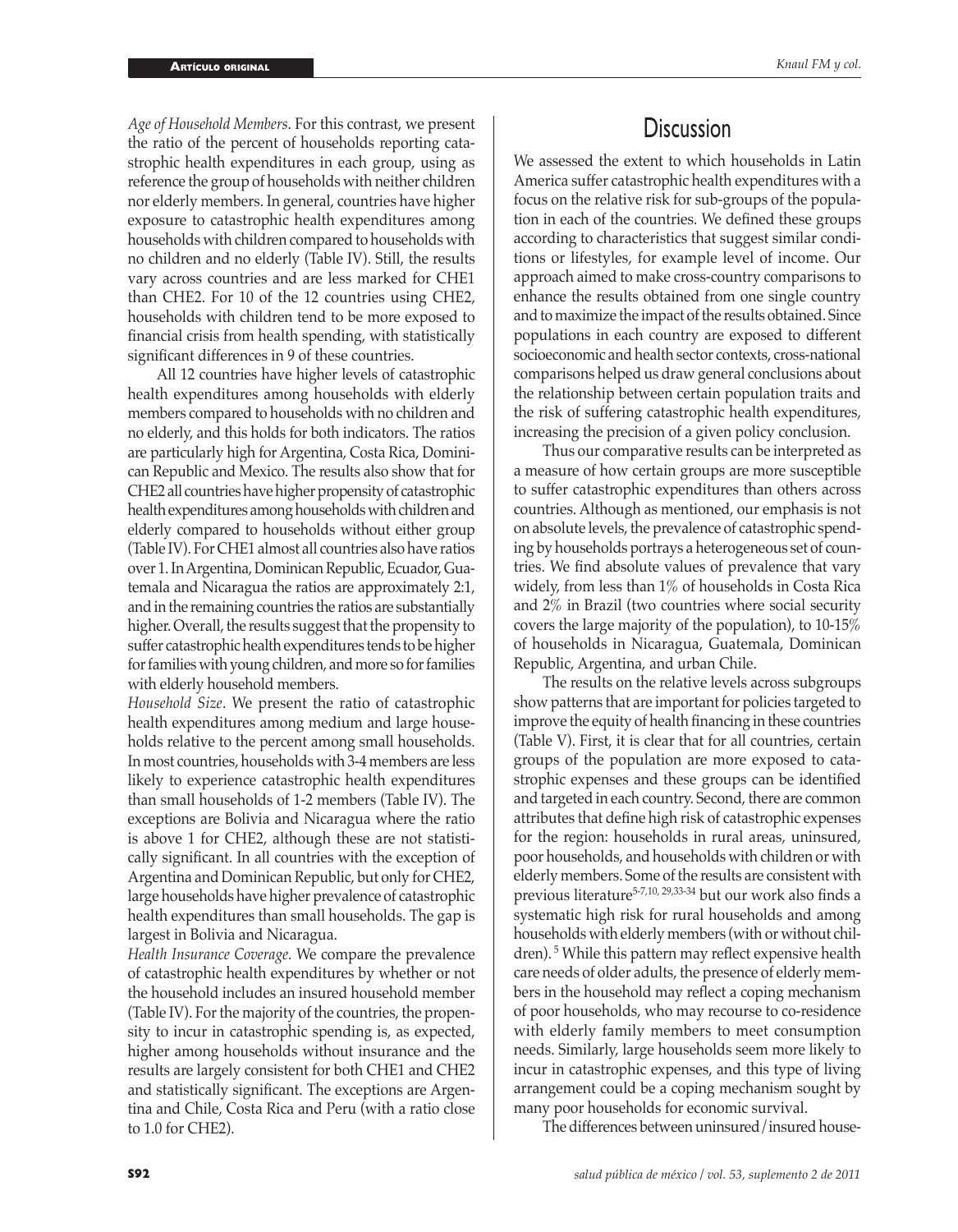*Age of Household Members*. For this contrast, we present the ratio of the percent of households reporting catastrophic health expenditures in each group, using as reference the group of households with neither children nor elderly members. In general, countries have higher exposure to catastrophic health expenditures among households with children compared to households with no children and no elderly (Table IV). Still, the results vary across countries and are less marked for CHE1 than CHE2. For 10 of the 12 countries using CHE2, households with children tend to be more exposed to financial crisis from health spending, with statistically significant differences in 9 of these countries.

All 12 countries have higher levels of catastrophic health expenditures among households with elderly members compared to households with no children and no elderly, and this holds for both indicators. The ratios are particularly high for Argentina, Costa Rica, Dominican Republic and Mexico. The results also show that for CHE2 all countries have higher propensity of catastrophic health expenditures among households with children and elderly compared to households without either group (Table IV). For CHE1 almost all countries also have ratios over 1. In Argentina, Dominican Republic, Ecuador, Guatemala and Nicaragua the ratios are approximately 2:1, and in the remaining countries the ratios are substantially higher. Overall, the results suggest that the propensity to suffer catastrophic health expenditures tends to be higher for families with young children, and more so for families with elderly household members.

*Household Size*. We present the ratio of catastrophic health expenditures among medium and large households relative to the percent among small households. In most countries, households with 3-4 members are less likely to experience catastrophic health expenditures than small households of 1-2 members (Table IV). The exceptions are Bolivia and Nicaragua where the ratio is above 1 for CHE2, although these are not statistically significant. In all countries with the exception of Argentina and Dominican Republic, but only for CHE2, large households have higher prevalence of catastrophic health expenditures than small households. The gap is largest in Bolivia and Nicaragua.

*Health Insurance Coverage*. We compare the prevalence of catastrophic health expenditures by whether or not the household includes an insured household member (Table IV). For the majority of the countries, the propensity to incur in catastrophic spending is, as expected, higher among households without insurance and the results are largely consistent for both CHE1 and CHE2 and statistically significant. The exceptions are Argentina and Chile, Costa Rica and Peru (with a ratio close to 1.0 for CHE2).

# Discussion

We assessed the extent to which households in Latin America suffer catastrophic health expenditures with a focus on the relative risk for sub-groups of the population in each of the countries. We defined these groups according to characteristics that suggest similar conditions or lifestyles, for example level of income. Our approach aimed to make cross-country comparisons to enhance the results obtained from one single country and to maximize the impact of the results obtained. Since populations in each country are exposed to different socioeconomic and health sector contexts, cross-national comparisons helped us draw general conclusions about the relationship between certain population traits and the risk of suffering catastrophic health expenditures, increasing the precision of a given policy conclusion.

Thus our comparative results can be interpreted as a measure of how certain groups are more susceptible to suffer catastrophic expenditures than others across countries. Although as mentioned, our emphasis is not on absolute levels, the prevalence of catastrophic spending by households portrays a heterogeneous set of countries. We find absolute values of prevalence that vary widely, from less than 1% of households in Costa Rica and 2% in Brazil (two countries where social security covers the large majority of the population), to 10-15% of households in Nicaragua, Guatemala, Dominican Republic, Argentina, and urban Chile.

The results on the relative levels across subgroups show patterns that are important for policies targeted to improve the equity of health financing in these countries (Table V). First, it is clear that for all countries, certain groups of the population are more exposed to catastrophic expenses and these groups can be identified and targeted in each country. Second, there are common attributes that define high risk of catastrophic expenses for the region: households in rural areas, uninsured, poor households, and households with children or with elderly members. Some of the results are consistent with previous literature[5-7,10, 29,33-34] but our work also finds a systematic high risk for rural households and among households with elderly members (with or without children).[5] While this pattern may reflect expensive health care needs of older adults, the presence of elderly members in the household may reflect a coping mechanism of poor households, who may recourse to co-residence with elderly family members to meet consumption needs. Similarly, large households seem more likely to incur in catastrophic expenses, and this type of living arrangement could be a coping mechanism sought by many poor households for economic survival.

The differences between uninsured/insured house-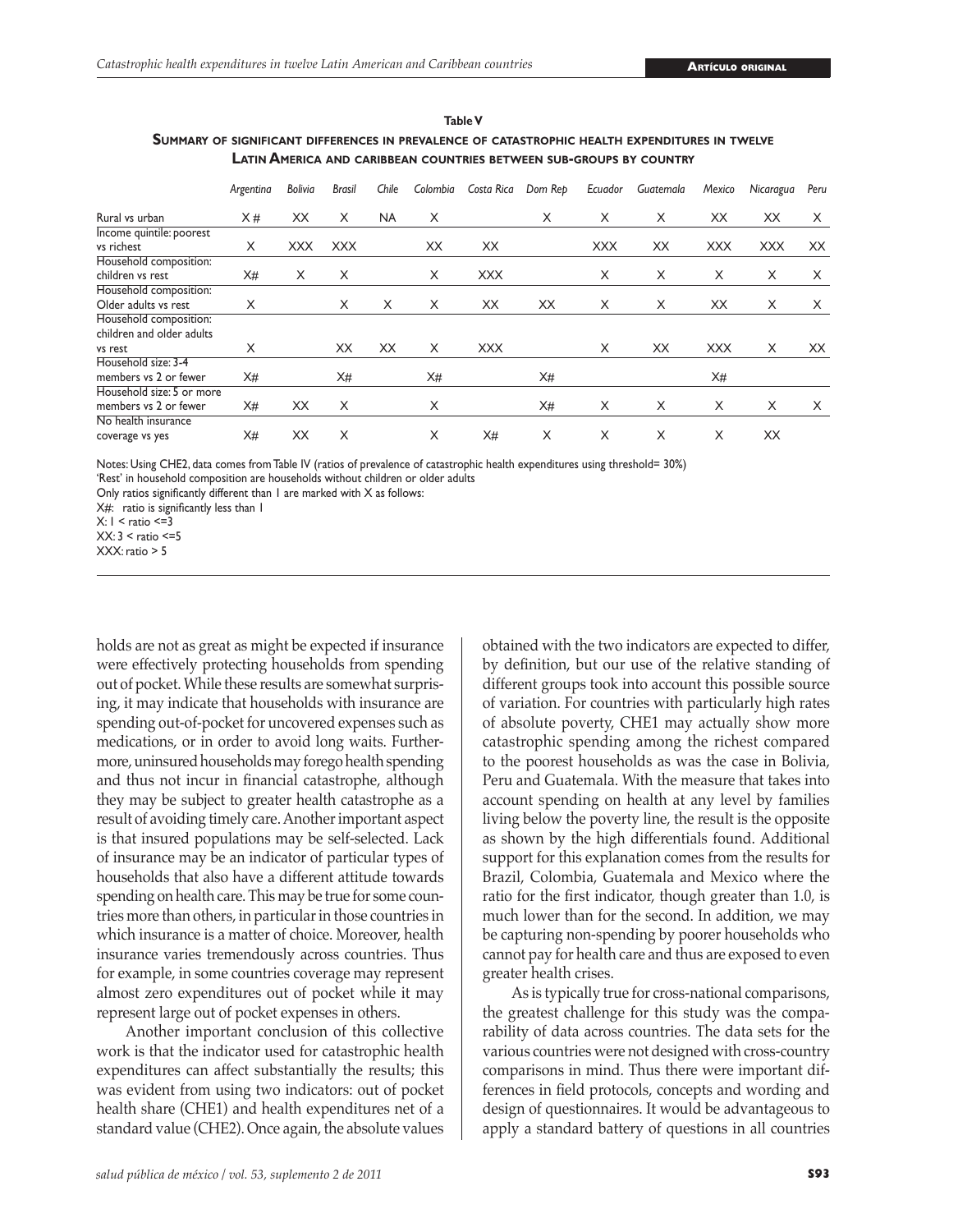**Table V**

**Summary of significant differences in prevalence of catastrophic health expenditures in twelve Latin America and Caribbean countries between sub-groups by country**

| | *Argentina* | *Bolivia* | *Brasil* | *Chile* | *Colombia* | *Costa Rica* | *Dom Rep* | *Ecuador* | *Guatemala* | *Mexico* | *Nicaragua* | *Peru* |
|---|---|---|---|---|---|---|---|---|---|---|---|---|
| Rural vs urban | X# | XX | X | NA | X | | X | X | X | XX | XX | X |
| Income quintile: poorest vs richest | X | XXX | XXX | | XX | XX | | XXX | XX | XXX | XXX | XX |
| Household composition: children vs rest | X# | X | X | | X | XXX | | X | X | X | X | X |
| Household composition: Older adults vs rest | X | | X | X | X | XX | XX | X | X | XX | X | X |
| Household composition: children and older adults vs rest | X | | XX | XX | X | XXX | | X | XX | XXX | X | XX |
| Household size: 3-4 members vs 2 or fewer | X# | | X# | | X# | | X# | | | X# | | |
| Household size: 5 or more members vs 2 or fewer | X# | XX | X | | X | | X# | X | X | X | X | X |
| No health insurance coverage vs yes | X# | XX | X | | X | X# | X | X | X | X | XX | |

Notes: Using CHE2, data comes from Table IV (ratios of prevalence of catastrophic health expenditures using threshold= 30%)
'Rest' in household composition are households without children or older adults
Only ratios significantly different than 1 are marked with X as follows:
X#: ratio is significantly less than 1
X: 1 < ratio <=3
XX: 3 < ratio <=5
XXX: ratio > 5

holds are not as great as might be expected if insurance were effectively protecting households from spending out of pocket. While these results are somewhat surprising, it may indicate that households with insurance are spending out-of-pocket for uncovered expenses such as medications, or in order to avoid long waits. Furthermore, uninsured households may forego health spending and thus not incur in financial catastrophe, although they may be subject to greater health catastrophe as a result of avoiding timely care. Another important aspect is that insured populations may be self-selected. Lack of insurance may be an indicator of particular types of households that also have a different attitude towards spending on health care. This may be true for some countries more than others, in particular in those countries in which insurance is a matter of choice. Moreover, health insurance varies tremendously across countries. Thus for example, in some countries coverage may represent almost zero expenditures out of pocket while it may represent large out of pocket expenses in others.

Another important conclusion of this collective work is that the indicator used for catastrophic health expenditures can affect substantially the results; this was evident from using two indicators: out of pocket health share (CHE1) and health expenditures net of a standard value (CHE2). Once again, the absolute values obtained with the two indicators are expected to differ, by definition, but our use of the relative standing of different groups took into account this possible source of variation. For countries with particularly high rates of absolute poverty, CHE1 may actually show more catastrophic spending among the richest compared to the poorest households as was the case in Bolivia, Peru and Guatemala. With the measure that takes into account spending on health at any level by families living below the poverty line, the result is the opposite as shown by the high differentials found. Additional support for this explanation comes from the results for Brazil, Colombia, Guatemala and Mexico where the ratio for the first indicator, though greater than 1.0, is much lower than for the second. In addition, we may be capturing non-spending by poorer households who cannot pay for health care and thus are exposed to even greater health crises.

As is typically true for cross-national comparisons, the greatest challenge for this study was the comparability of data across countries. The data sets for the various countries were not designed with cross-country comparisons in mind. Thus there were important differences in field protocols, concepts and wording and design of questionnaires. It would be advantageous to apply a standard battery of questions in all countries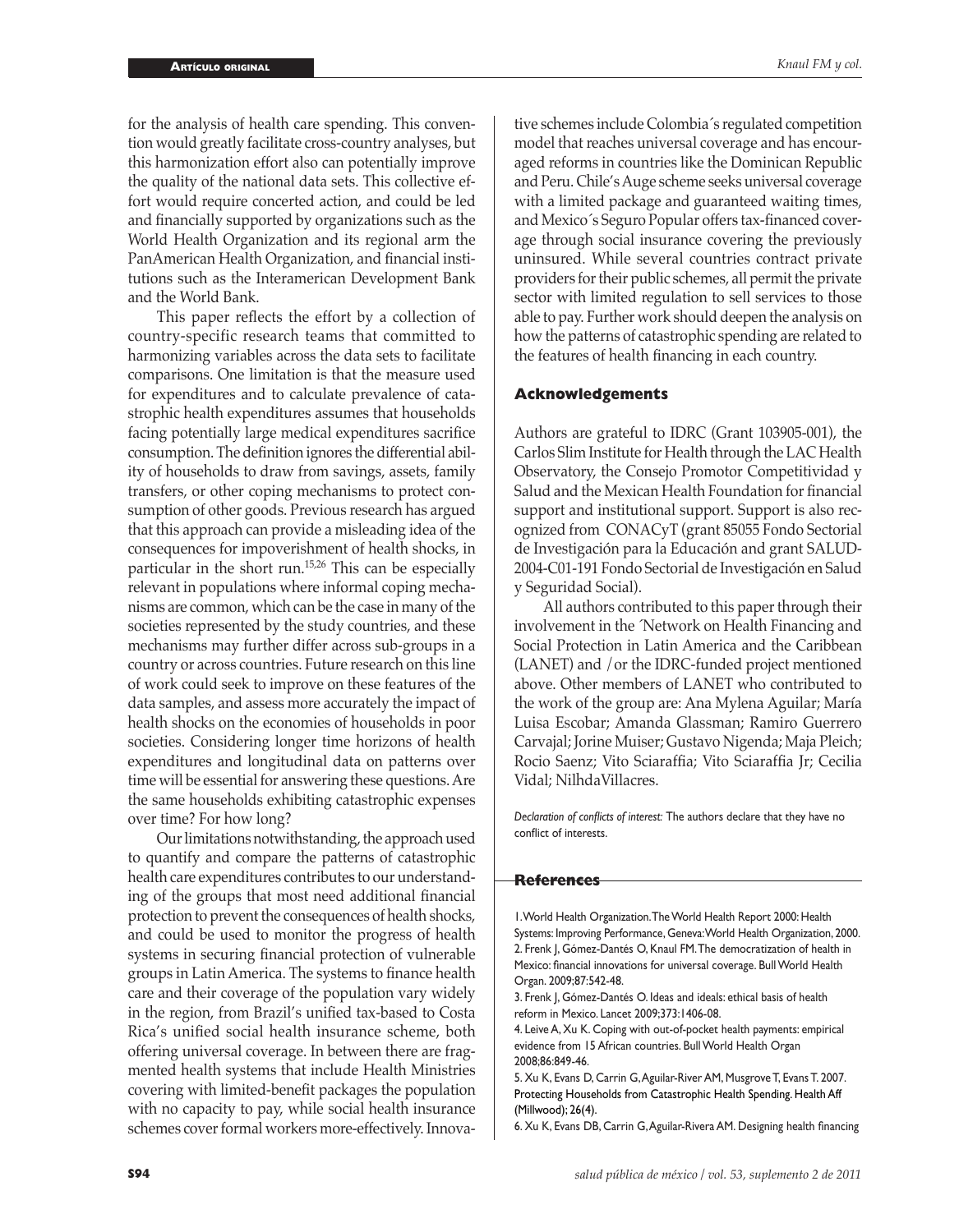for the analysis of health care spending. This convention would greatly facilitate cross-country analyses, but this harmonization effort also can potentially improve the quality of the national data sets. This collective effort would require concerted action, and could be led and financially supported by organizations such as the World Health Organization and its regional arm the PanAmerican Health Organization, and financial institutions such as the Interamerican Development Bank and the World Bank.

This paper reflects the effort by a collection of country-specific research teams that committed to harmonizing variables across the data sets to facilitate comparisons. One limitation is that the measure used for expenditures and to calculate prevalence of catastrophic health expenditures assumes that households facing potentially large medical expenditures sacrifice consumption. The definition ignores the differential ability of households to draw from savings, assets, family transfers, or other coping mechanisms to protect consumption of other goods. Previous research has argued that this approach can provide a misleading idea of the consequences for impoverishment of health shocks, in particular in the short run.[15,26] This can be especially relevant in populations where informal coping mechanisms are common, which can be the case in many of the societies represented by the study countries, and these mechanisms may further differ across sub-groups in a country or across countries. Future research on this line of work could seek to improve on these features of the data samples, and assess more accurately the impact of health shocks on the economies of households in poor societies. Considering longer time horizons of health expenditures and longitudinal data on patterns over time will be essential for answering these questions. Are the same households exhibiting catastrophic expenses over time? For how long?

Our limitations notwithstanding, the approach used to quantify and compare the patterns of catastrophic health care expenditures contributes to our understanding of the groups that most need additional financial protection to prevent the consequences of health shocks, and could be used to monitor the progress of health systems in securing financial protection of vulnerable groups in Latin America. The systems to finance health care and their coverage of the population vary widely in the region, from Brazil's unified tax-based to Costa Rica's unified social health insurance scheme, both offering universal coverage. In between there are fragmented health systems that include Health Ministries covering with limited-benefit packages the population with no capacity to pay, while social health insurance schemes cover formal workers more-effectively. Innovative schemes include Colombia´s regulated competition model that reaches universal coverage and has encouraged reforms in countries like the Dominican Republic and Peru. Chile's Auge scheme seeks universal coverage with a limited package and guaranteed waiting times, and Mexico´s Seguro Popular offers tax-financed coverage through social insurance covering the previously uninsured. While several countries contract private providers for their public schemes, all permit the private sector with limited regulation to sell services to those able to pay. Further work should deepen the analysis on how the patterns of catastrophic spending are related to the features of health financing in each country.

## Acknowledgements

Authors are grateful to IDRC (Grant 103905-001), the Carlos Slim Institute for Health through the LAC Health Observatory, the Consejo Promotor Competitividad y Salud and the Mexican Health Foundation for financial support and institutional support. Support is also recognized from CONACyT (grant 85055 Fondo Sectorial de Investigación para la Educación and grant SALUD-2004-C01-191 Fondo Sectorial de Investigación en Salud y Seguridad Social).

All authors contributed to this paper through their involvement in the ´Network on Health Financing and Social Protection in Latin America and the Caribbean (LANET) and /or the IDRC-funded project mentioned above. Other members of LANET who contributed to the work of the group are: Ana Mylena Aguilar; María Luisa Escobar; Amanda Glassman; Ramiro Guerrero Carvajal; Jorine Muiser; Gustavo Nigenda; Maja Pleich; Rocio Saenz; Vito Sciaraffia; Vito Sciaraffia Jr; Cecilia Vidal; NilhdaVillacres.

*Declaration of conflicts of interest:* The authors declare that they have no conflict of interests.

## References

1. World Health Organization. The World Health Report 2000: Health Systems: Improving Performance, Geneva: World Health Organization, 2000.
2. Frenk J, Gómez-Dantés O, Knaul FM. The democratization of health in Mexico: financial innovations for universal coverage. Bull World Health Organ. 2009;87:542-48.
3. Frenk J, Gómez-Dantés O. Ideas and ideals: ethical basis of health reform in Mexico. Lancet 2009;373:1406-08.
4. Leive A, Xu K. Coping with out-of-pocket health payments: empirical evidence from 15 African countries. Bull World Health Organ 2008;86:849-46.
5. Xu K, Evans D, Carrin G, Aguilar-River AM, Musgrove T, Evans T. 2007. Protecting Households from Catastrophic Health Spending. Health Aff (Millwood); 26(4).
6. Xu K, Evans DB, Carrin G, Aguilar-Rivera AM. Designing health financing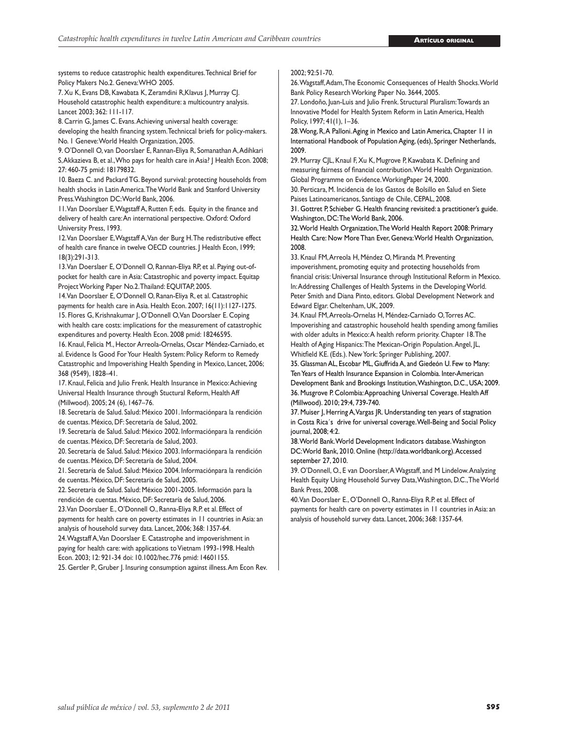systems to reduce catastrophic health expenditures. Technical Brief for Policy Makers No.2. Geneva: WHO 2005.

7. Xu K, Evans DB, Kawabata K, Zeramdini R, Klavus J, Murray CJ. Household catastrophic health expenditure: a multicountry analysis. Lancet 2003; 362: 111-117.

8. Carrin G, James C. Evans. Achieving universal health coverage: developing the health financing system. Techniccal briefs for policy-makers. No. 1 Geneve: World Health Organization, 2005.

9. O'Donnell O, van Doorslaer E, Rannan-Eliya R, Somanathan A, Adihkari S, Akkazieva B, et al., Who pays for health care in Asia? J Health Econ. 2008; 27: 460-75 pmid: 18179832.

10. Baeza C. and Packard TG. Beyond survival: protecting households from health shocks in Latin America. The World Bank and Stanford University Press. Washington DC: World Bank, 2006.

11. Van Doorslaer E, Wagstaff A, Rutten F, eds. Equity in the finance and delivery of health care: An international perspective. Oxford: Oxford University Press, 1993.

12. Van Doorslaer E, Wagstaff A, Van der Burg H. The redistributive effect of health care finance in twelve OECD countries. J Health Econ, 1999; 18(3):291-313.

13. Van Doerslaer E, O'Donnell O, Rannan-Eliya RP, et al. Paying out-of-pocket for health care in Asia: Catastrophic and poverty impact. Equitap Project Working Paper No.2. Thailand: EQUITAP, 2005.

14. Van Doorslaer E, O'Donnell O, Ranan-Eliya R, et al. Catastrophic payments for health care in Asia. Health Econ. 2007; 16(11):1127-1275.

15. Flores G, Krishnakumar J, O'Donnell O, Van Doorslaer E. Coping with health care costs: implications for the measurement of catastrophic expenditures and poverty. Health Econ. 2008 pmid: 18246595.

16. Knaul, Felicia M., Hector Arreola-Ornelas, Oscar Méndez-Carniado, et al. Evidence Is Good For Your Health System: Policy Reform to Remedy Catastrophic and Impoverishing Health Spending in Mexico, Lancet, 2006; 368 (9549), 1828–41.

17. Knaul, Felicia and Julio Frenk. Health Insurance in Mexico: Achieving Universal Health Insurance through Stuctural Reform, Health Aff (Millwood). 2005; 24 (6), 1467–76.

18. Secretaría de Salud. Salud: México 2001. Informaciónpara la rendición de cuentas. México, DF: Secretaría de Salud, 2002.

19. Secretaría de Salud. Salud: México 2002. Informaciónpara la rendición de cuentas. México, DF: Secretaría de Salud, 2003.

20. Secretaría de Salud. Salud: México 2003. Informaciónpara la rendición de cuentas. México, DF: Secretaría de Salud, 2004.

21. Secretaría de Salud. Salud: México 2004. Informaciónpara la rendición de cuentas. México, DF: Secretaría de Salud, 2005.

22. Secretaría de Salud. Salud: México 2001-2005. Información para la rendición de cuentas. México, DF: Secretaría de Salud, 2006.

23. Van Doorslaer E., O'Donnell O., Ranna-Eliya R.P. et al. Effect of payments for health care on poverty estimates in 11 countries in Asia: an analysis of household survey data. Lancet, 2006; 368: 1357-64.

24. Wagstaff A, Van Doorslaer E. Catastrophe and impoverishment in paying for health care: with applications to Vietnam 1993-1998. Health Econ. 2003; 12: 921-34 doi: 10.1002/hec.776 pmid: 14601155.

25. Gertler P., Gruber J. Insuring consumption against illness. Am Econ Rev. 2002; 92:51-70.

26. Wagstaff, Adam, The Economic Consequences of Health Shocks. World Bank Policy Research Working Paper No. 3644, 2005.

27. Londoño, Juan-Luis and Julio Frenk. Structural Pluralism: Towards an Innovative Model for Health System Reform in Latin America, Health Policy, 1997; 41(1), 1–36.

28. Wong, R, A Palloni. Aging in Mexico and Latin America, Chapter 11 in International Handbook of Population Aging, (eds), Springer Netherlands, 2009.

29. Murray CJL, Knaul F, Xu K, Mugrove P, Kawabata K. Defining and measuring fairness of financial contribution. World Health Organization. Global Programme on Evidence. WorkingPaper 24, 2000.

30. Perticara, M. Incidencia de los Gastos de Bolsillo en Salud en Siete Paises Latinoamericanos, Santiago de Chile, CEPAL, 2008.

31. Gottret P, Schieber G. Health financing revisited: a practitioner's guide. Washington, DC: The World Bank, 2006.

32. World Health Organization, The World Health Report 2008: Primary Health Care: Now More Than Ever, Geneva: World Health Organization, 2008.

33. Knaul FM, Arreola H, Méndez O, Miranda M. Preventing impoverishment, promoting equity and protecting households from financial crisis: Universal Insurance through Institutional Reform in Mexico. In: Addressing Challenges of Health Systems in the Developing World. Peter Smith and Diana Pinto, editors. Global Development Network and Edward Elgar. Cheltenham, UK, 2009.

34. Knaul FM, Arreola-Ornelas H, Méndez-Carniado O, Torres AC. Impoverishing and catastrophic household health spending among families with older adults in Mexico: A health reform priority. Chapter 18. The Health of Aging Hispanics: The Mexican-Origin Population. Angel, JL, Whitfield KE. (Eds.). New York: Springer Publishing, 2007.

35. Glassman AL, Escobar ML, Giuffrida A, and Giedeón U. Few to Many: Ten Years of Health Insurance Expansion in Colombia. Inter-American Development Bank and Brookings Institution, Washington, D.C., USA; 2009.

36. Musgrove P. Colombia: Approaching Universal Coverage. Health Aff (Millwood). 2010; 29:4, 739-740.

37. Muiser J, Herring A, Vargas JR. Understanding ten years of stagnation in Costa Rica´s drive for universal coverage. Well-Being and Social Policy journal, 2008; 4:2.

38. World Bank. World Development Indicators database. Washington DC: World Bank, 2010. Online (http://data.worldbank.org). Accessed september 27, 2010.

39. O'Donnell, O., E van Doorslaer, A Wagstaff, and M Lindelow. Analyzing Health Equity Using Household Survey Data, Washington, D.C., The World Bank Press, 2008.

40. Van Doorslaer E., O'Donnell O., Ranna-Eliya R.P. et al. Effect of payments for health care on poverty estimates in 11 countries in Asia: an analysis of household survey data. Lancet, 2006; 368: 1357-64.